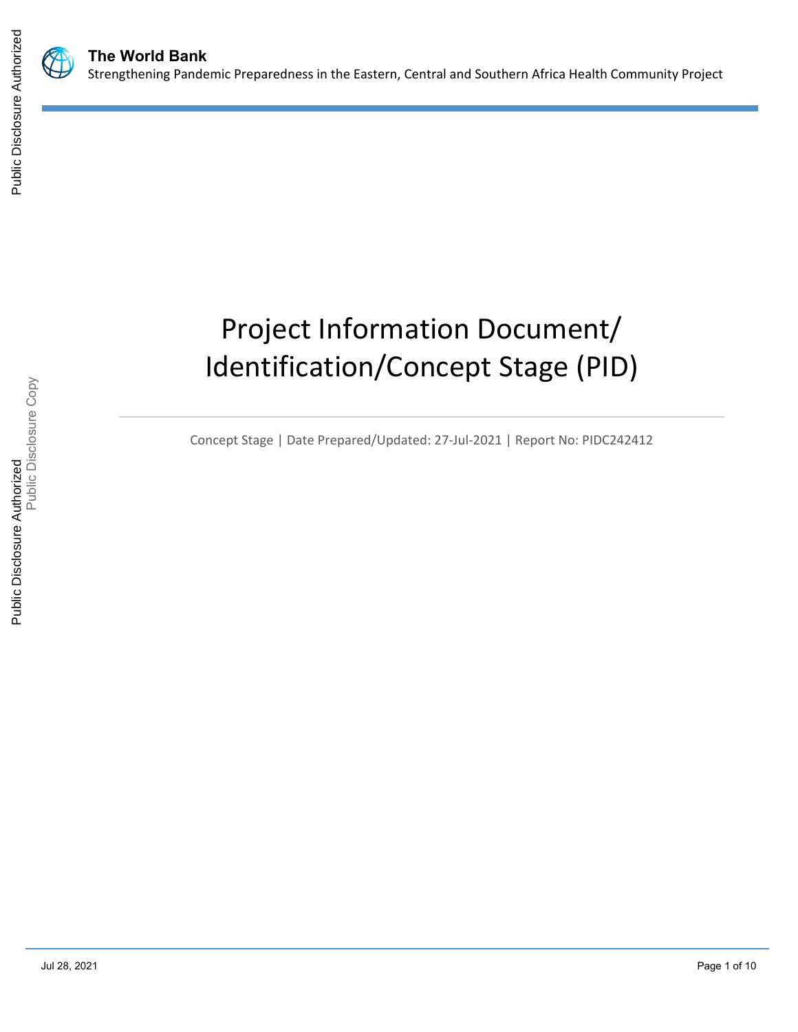**The World Bank**
Strengthening Pandemic Preparedness in the Eastern, Central and Southern Africa Health Community Project

# Project Information Document/ Identification/Concept Stage (PID)

Concept Stage | Date Prepared/Updated: 27-Jul-2021 | Report No: PIDC242412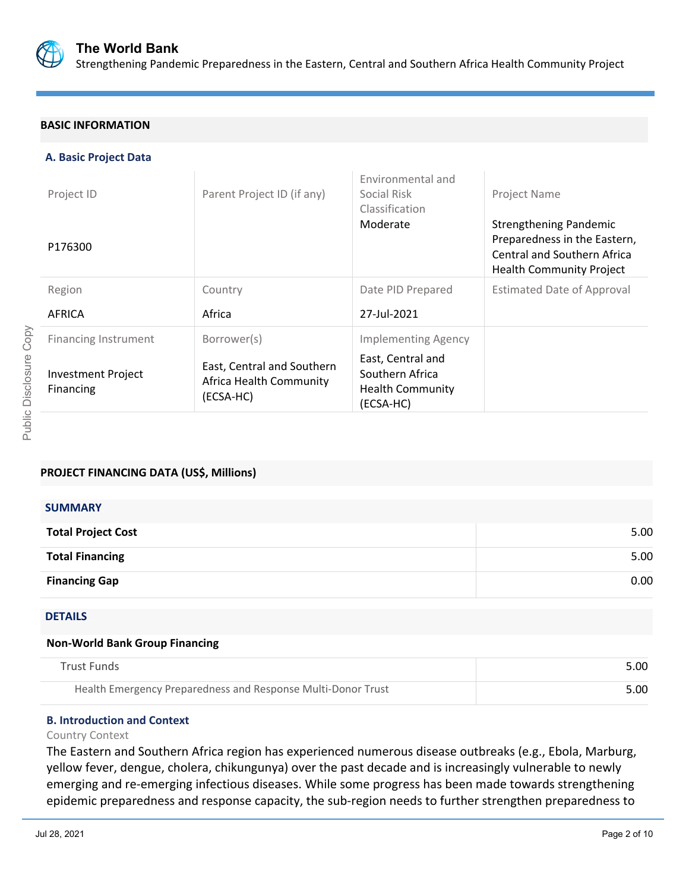## BASIC INFORMATION

### A. Basic Project Data

| Project ID | Parent Project ID (if any) | Environmental and Social Risk Classification | Project Name |
|---|---|---|---|
| P176300 | | Moderate | Strengthening Pandemic Preparedness in the Eastern, Central and Southern Africa Health Community Project |
| **Region** | **Country** | **Date PID Prepared** | **Estimated Date of Approval** |
| AFRICA | Africa | 27-Jul-2021 | |
| **Financing Instrument** | **Borrower(s)** | **Implementing Agency** | |
| Investment Project Financing | East, Central and Southern Africa Health Community (ECSA-HC) | East, Central and Southern Africa Health Community (ECSA-HC) | |

## PROJECT FINANCING DATA (US$, Millions)

### SUMMARY

| | |
|---|---|
| **Total Project Cost** | 5.00 |
| **Total Financing** | 5.00 |
| **Financing Gap** | 0.00 |

### DETAILS

**Non-World Bank Group Financing**

| | |
|---|---|
| Trust Funds | 5.00 |
| Health Emergency Preparedness and Response Multi-Donor Trust | 5.00 |

### B. Introduction and Context

Country Context

The Eastern and Southern Africa region has experienced numerous disease outbreaks (e.g., Ebola, Marburg, yellow fever, dengue, cholera, chikungunya) over the past decade and is increasingly vulnerable to newly emerging and re-emerging infectious diseases. While some progress has been made towards strengthening epidemic preparedness and response capacity, the sub-region needs to further strengthen preparedness to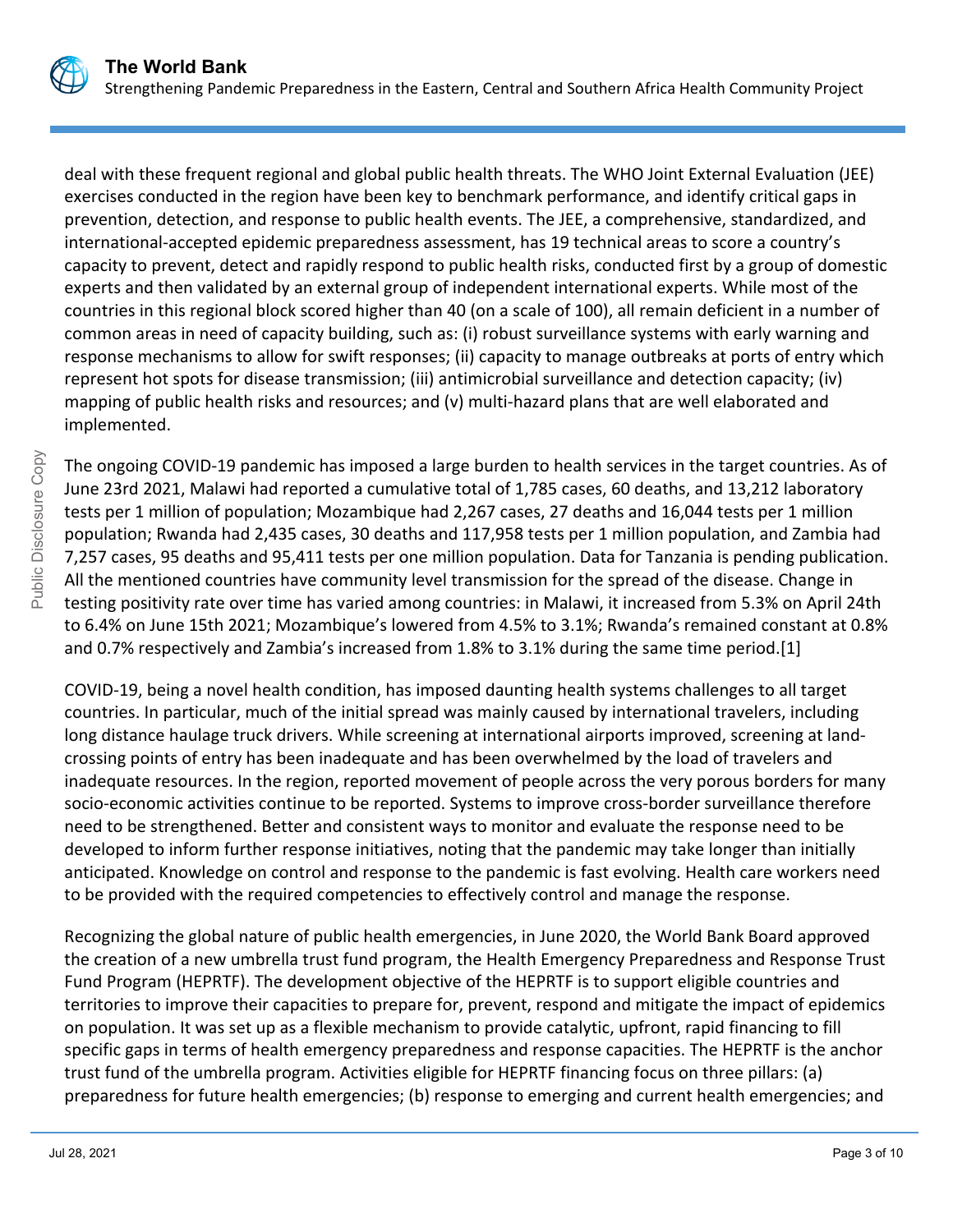deal with these frequent regional and global public health threats. The WHO Joint External Evaluation (JEE) exercises conducted in the region have been key to benchmark performance, and identify critical gaps in prevention, detection, and response to public health events. The JEE, a comprehensive, standardized, and international-accepted epidemic preparedness assessment, has 19 technical areas to score a country's capacity to prevent, detect and rapidly respond to public health risks, conducted first by a group of domestic experts and then validated by an external group of independent international experts. While most of the countries in this regional block scored higher than 40 (on a scale of 100), all remain deficient in a number of common areas in need of capacity building, such as: (i) robust surveillance systems with early warning and response mechanisms to allow for swift responses; (ii) capacity to manage outbreaks at ports of entry which represent hot spots for disease transmission; (iii) antimicrobial surveillance and detection capacity; (iv) mapping of public health risks and resources; and (v) multi-hazard plans that are well elaborated and implemented.

The ongoing COVID-19 pandemic has imposed a large burden to health services in the target countries. As of June 23rd 2021, Malawi had reported a cumulative total of 1,785 cases, 60 deaths, and 13,212 laboratory tests per 1 million of population; Mozambique had 2,267 cases, 27 deaths and 16,044 tests per 1 million population; Rwanda had 2,435 cases, 30 deaths and 117,958 tests per 1 million population, and Zambia had 7,257 cases, 95 deaths and 95,411 tests per one million population. Data for Tanzania is pending publication. All the mentioned countries have community level transmission for the spread of the disease. Change in testing positivity rate over time has varied among countries: in Malawi, it increased from 5.3% on April 24th to 6.4% on June 15th 2021; Mozambique's lowered from 4.5% to 3.1%; Rwanda's remained constant at 0.8% and 0.7% respectively and Zambia's increased from 1.8% to 3.1% during the same time period.[1]

COVID-19, being a novel health condition, has imposed daunting health systems challenges to all target countries. In particular, much of the initial spread was mainly caused by international travelers, including long distance haulage truck drivers. While screening at international airports improved, screening at land-crossing points of entry has been inadequate and has been overwhelmed by the load of travelers and inadequate resources. In the region, reported movement of people across the very porous borders for many socio-economic activities continue to be reported. Systems to improve cross-border surveillance therefore need to be strengthened. Better and consistent ways to monitor and evaluate the response need to be developed to inform further response initiatives, noting that the pandemic may take longer than initially anticipated. Knowledge on control and response to the pandemic is fast evolving. Health care workers need to be provided with the required competencies to effectively control and manage the response.

Recognizing the global nature of public health emergencies, in June 2020, the World Bank Board approved the creation of a new umbrella trust fund program, the Health Emergency Preparedness and Response Trust Fund Program (HEPRTF). The development objective of the HEPRTF is to support eligible countries and territories to improve their capacities to prepare for, prevent, respond and mitigate the impact of epidemics on population. It was set up as a flexible mechanism to provide catalytic, upfront, rapid financing to fill specific gaps in terms of health emergency preparedness and response capacities. The HEPRTF is the anchor trust fund of the umbrella program. Activities eligible for HEPRTF financing focus on three pillars: (a) preparedness for future health emergencies; (b) response to emerging and current health emergencies; and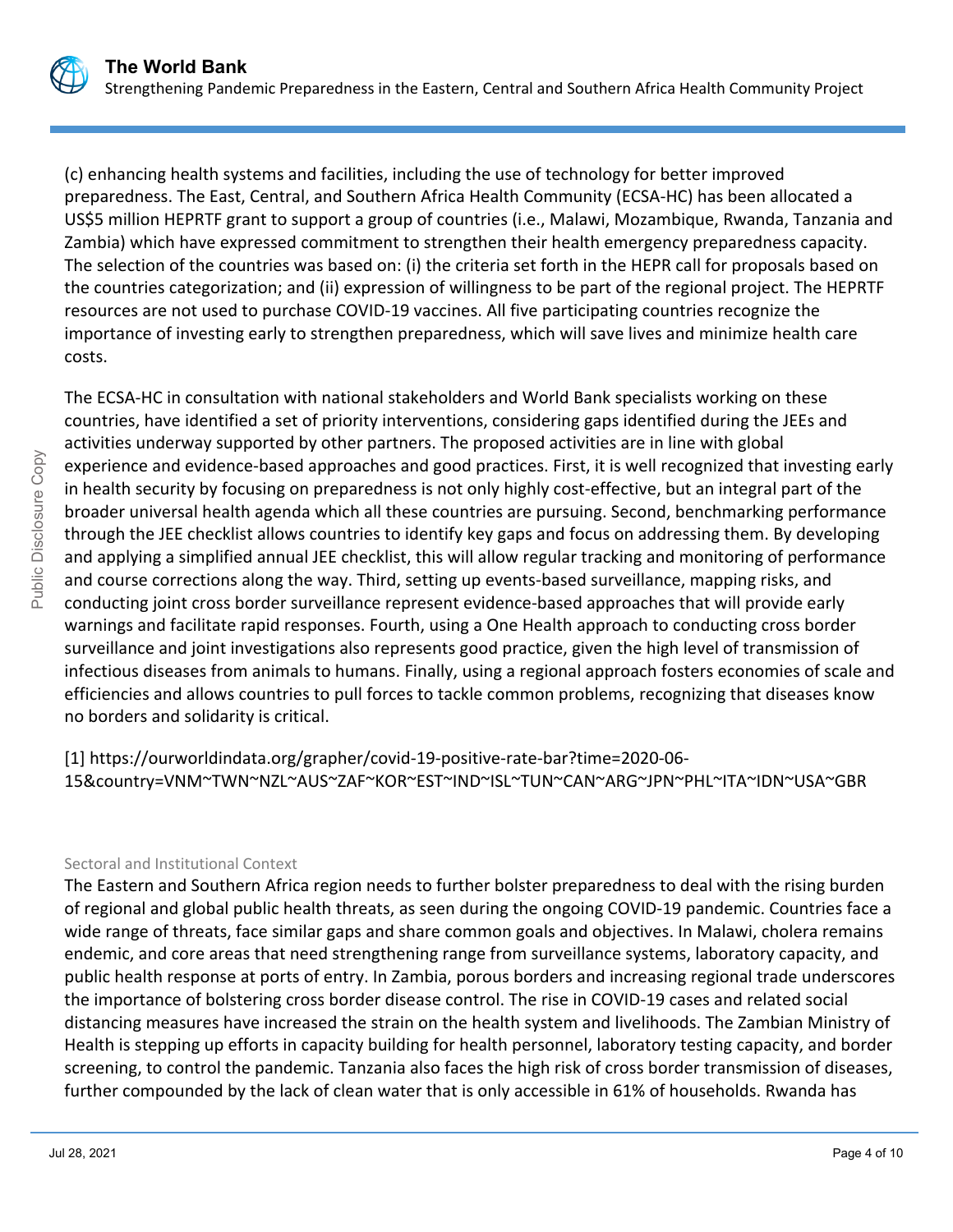(c) enhancing health systems and facilities, including the use of technology for better improved preparedness. The East, Central, and Southern Africa Health Community (ECSA-HC) has been allocated a US$5 million HEPRTF grant to support a group of countries (i.e., Malawi, Mozambique, Rwanda, Tanzania and Zambia) which have expressed commitment to strengthen their health emergency preparedness capacity. The selection of the countries was based on: (i) the criteria set forth in the HEPR call for proposals based on the countries categorization; and (ii) expression of willingness to be part of the regional project. The HEPRTF resources are not used to purchase COVID-19 vaccines. All five participating countries recognize the importance of investing early to strengthen preparedness, which will save lives and minimize health care costs.

The ECSA-HC in consultation with national stakeholders and World Bank specialists working on these countries, have identified a set of priority interventions, considering gaps identified during the JEEs and activities underway supported by other partners. The proposed activities are in line with global experience and evidence-based approaches and good practices. First, it is well recognized that investing early in health security by focusing on preparedness is not only highly cost-effective, but an integral part of the broader universal health agenda which all these countries are pursuing. Second, benchmarking performance through the JEE checklist allows countries to identify key gaps and focus on addressing them. By developing and applying a simplified annual JEE checklist, this will allow regular tracking and monitoring of performance and course corrections along the way. Third, setting up events-based surveillance, mapping risks, and conducting joint cross border surveillance represent evidence-based approaches that will provide early warnings and facilitate rapid responses. Fourth, using a One Health approach to conducting cross border surveillance and joint investigations also represents good practice, given the high level of transmission of infectious diseases from animals to humans. Finally, using a regional approach fosters economies of scale and efficiencies and allows countries to pull forces to tackle common problems, recognizing that diseases know no borders and solidarity is critical.

[1] https://ourworldindata.org/grapher/covid-19-positive-rate-bar?time=2020-06-15&country=VNM~TWN~NZL~AUS~ZAF~KOR~EST~IND~ISL~TUN~CAN~ARG~JPN~PHL~ITA~IDN~USA~GBR

## Sectoral and Institutional Context

The Eastern and Southern Africa region needs to further bolster preparedness to deal with the rising burden of regional and global public health threats, as seen during the ongoing COVID-19 pandemic. Countries face a wide range of threats, face similar gaps and share common goals and objectives. In Malawi, cholera remains endemic, and core areas that need strengthening range from surveillance systems, laboratory capacity, and public health response at ports of entry. In Zambia, porous borders and increasing regional trade underscores the importance of bolstering cross border disease control. The rise in COVID-19 cases and related social distancing measures have increased the strain on the health system and livelihoods. The Zambian Ministry of Health is stepping up efforts in capacity building for health personnel, laboratory testing capacity, and border screening, to control the pandemic. Tanzania also faces the high risk of cross border transmission of diseases, further compounded by the lack of clean water that is only accessible in 61% of households. Rwanda has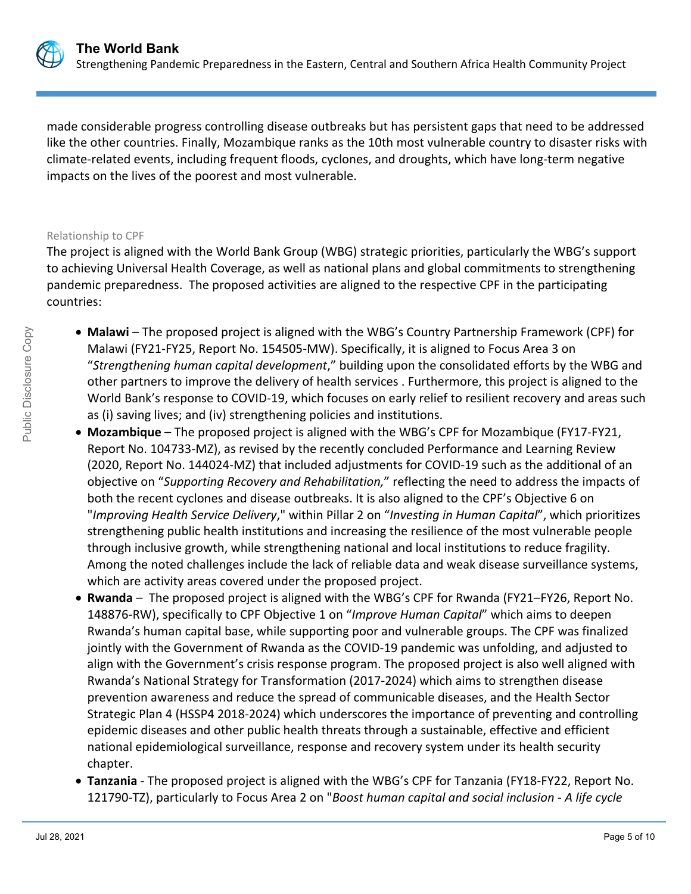made considerable progress controlling disease outbreaks but has persistent gaps that need to be addressed like the other countries. Finally, Mozambique ranks as the 10th most vulnerable country to disaster risks with climate-related events, including frequent floods, cyclones, and droughts, which have long-term negative impacts on the lives of the poorest and most vulnerable.

Relationship to CPF

The project is aligned with the World Bank Group (WBG) strategic priorities, particularly the WBG's support to achieving Universal Health Coverage, as well as national plans and global commitments to strengthening pandemic preparedness. The proposed activities are aligned to the respective CPF in the participating countries:

- **Malawi** – The proposed project is aligned with the WBG's Country Partnership Framework (CPF) for Malawi (FY21-FY25, Report No. 154505-MW). Specifically, it is aligned to Focus Area 3 on "*Strengthening human capital development*," building upon the consolidated efforts by the WBG and other partners to improve the delivery of health services . Furthermore, this project is aligned to the World Bank's response to COVID-19, which focuses on early relief to resilient recovery and areas such as (i) saving lives; and (iv) strengthening policies and institutions.
- **Mozambique** – The proposed project is aligned with the WBG's CPF for Mozambique (FY17-FY21, Report No. 104733-MZ), as revised by the recently concluded Performance and Learning Review (2020, Report No. 144024-MZ) that included adjustments for COVID-19 such as the additional of an objective on "*Supporting Recovery and Rehabilitation,*" reflecting the need to address the impacts of both the recent cyclones and disease outbreaks. It is also aligned to the CPF's Objective 6 on "*Improving Health Service Delivery*," within Pillar 2 on "*Investing in Human Capital*", which prioritizes strengthening public health institutions and increasing the resilience of the most vulnerable people through inclusive growth, while strengthening national and local institutions to reduce fragility. Among the noted challenges include the lack of reliable data and weak disease surveillance systems, which are activity areas covered under the proposed project.
- **Rwanda** – The proposed project is aligned with the WBG's CPF for Rwanda (FY21–FY26, Report No. 148876-RW), specifically to CPF Objective 1 on "*Improve Human Capital*" which aims to deepen Rwanda's human capital base, while supporting poor and vulnerable groups. The CPF was finalized jointly with the Government of Rwanda as the COVID-19 pandemic was unfolding, and adjusted to align with the Government's crisis response program. The proposed project is also well aligned with Rwanda's National Strategy for Transformation (2017-2024) which aims to strengthen disease prevention awareness and reduce the spread of communicable diseases, and the Health Sector Strategic Plan 4 (HSSP4 2018-2024) which underscores the importance of preventing and controlling epidemic diseases and other public health threats through a sustainable, effective and efficient national epidemiological surveillance, response and recovery system under its health security chapter.
- **Tanzania** - The proposed project is aligned with the WBG's CPF for Tanzania (FY18-FY22, Report No. 121790-TZ), particularly to Focus Area 2 on "*Boost human capital and social inclusion - A life cycle*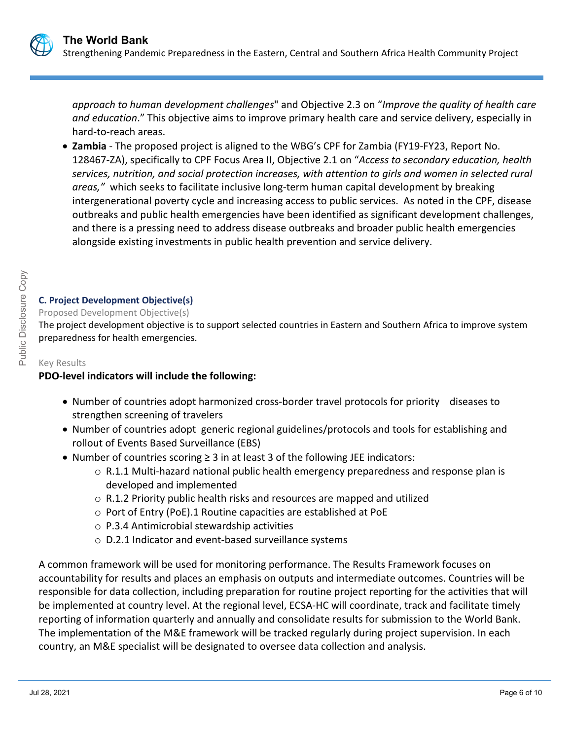*approach to human development challenges*" and Objective 2.3 on "*Improve the quality of health care and education*." This objective aims to improve primary health care and service delivery, especially in hard-to-reach areas.

- **Zambia** - The proposed project is aligned to the WBG's CPF for Zambia (FY19-FY23, Report No. 128467-ZA), specifically to CPF Focus Area II, Objective 2.1 on "*Access to secondary education, health services, nutrition, and social protection increases, with attention to girls and women in selected rural areas,"* which seeks to facilitate inclusive long-term human capital development by breaking intergenerational poverty cycle and increasing access to public services. As noted in the CPF, disease outbreaks and public health emergencies have been identified as significant development challenges, and there is a pressing need to address disease outbreaks and broader public health emergencies alongside existing investments in public health prevention and service delivery.

### C. Project Development Objective(s)

Proposed Development Objective(s)

The project development objective is to support selected countries in Eastern and Southern Africa to improve system preparedness for health emergencies.

Key Results

**PDO-level indicators will include the following:**

- Number of countries adopt harmonized cross-border travel protocols for priority diseases to strengthen screening of travelers
- Number of countries adopt generic regional guidelines/protocols and tools for establishing and rollout of Events Based Surveillance (EBS)
- Number of countries scoring ≥ 3 in at least 3 of the following JEE indicators:
    - R.1.1 Multi-hazard national public health emergency preparedness and response plan is developed and implemented
    - R.1.2 Priority public health risks and resources are mapped and utilized
    - Port of Entry (PoE).1 Routine capacities are established at PoE
    - P.3.4 Antimicrobial stewardship activities
    - D.2.1 Indicator and event-based surveillance systems

A common framework will be used for monitoring performance. The Results Framework focuses on accountability for results and places an emphasis on outputs and intermediate outcomes. Countries will be responsible for data collection, including preparation for routine project reporting for the activities that will be implemented at country level. At the regional level, ECSA-HC will coordinate, track and facilitate timely reporting of information quarterly and annually and consolidate results for submission to the World Bank. The implementation of the M&E framework will be tracked regularly during project supervision. In each country, an M&E specialist will be designated to oversee data collection and analysis.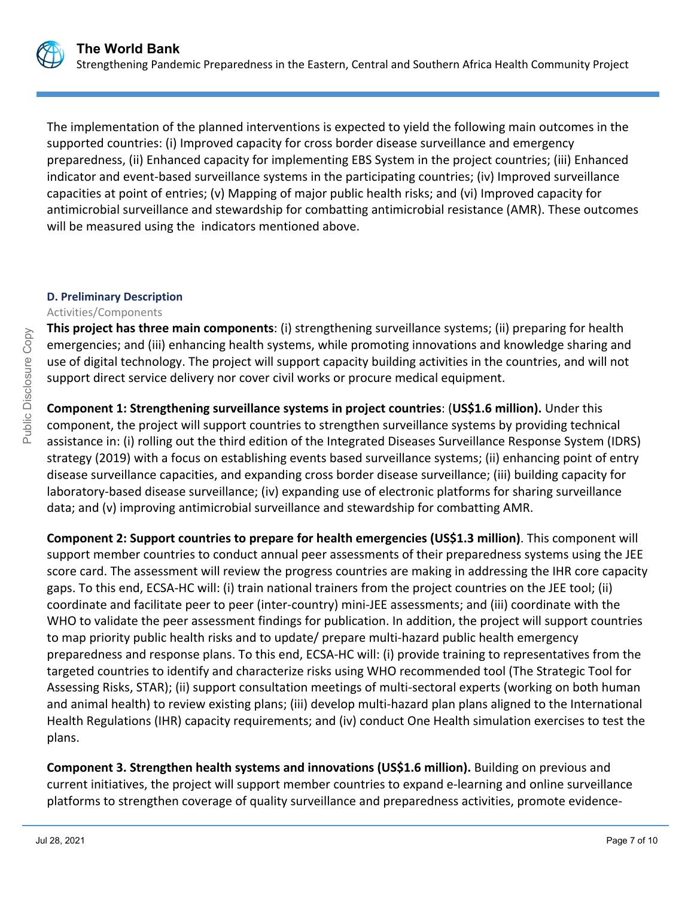The implementation of the planned interventions is expected to yield the following main outcomes in the supported countries: (i) Improved capacity for cross border disease surveillance and emergency preparedness, (ii) Enhanced capacity for implementing EBS System in the project countries; (iii) Enhanced indicator and event-based surveillance systems in the participating countries; (iv) Improved surveillance capacities at point of entries; (v) Mapping of major public health risks; and (vi) Improved capacity for antimicrobial surveillance and stewardship for combatting antimicrobial resistance (AMR). These outcomes will be measured using the indicators mentioned above.

### D. Preliminary Description

Activities/Components

**This project has three main components**: (i) strengthening surveillance systems; (ii) preparing for health emergencies; and (iii) enhancing health systems, while promoting innovations and knowledge sharing and use of digital technology. The project will support capacity building activities in the countries, and will not support direct service delivery nor cover civil works or procure medical equipment.

**Component 1: Strengthening surveillance systems in project countries**: (**US$1.6 million).** Under this component, the project will support countries to strengthen surveillance systems by providing technical assistance in: (i) rolling out the third edition of the Integrated Diseases Surveillance Response System (IDRS) strategy (2019) with a focus on establishing events based surveillance systems; (ii) enhancing point of entry disease surveillance capacities, and expanding cross border disease surveillance; (iii) building capacity for laboratory-based disease surveillance; (iv) expanding use of electronic platforms for sharing surveillance data; and (v) improving antimicrobial surveillance and stewardship for combatting AMR.

**Component 2: Support countries to prepare for health emergencies (US$1.3 million)**. This component will support member countries to conduct annual peer assessments of their preparedness systems using the JEE score card. The assessment will review the progress countries are making in addressing the IHR core capacity gaps. To this end, ECSA-HC will: (i) train national trainers from the project countries on the JEE tool; (ii) coordinate and facilitate peer to peer (inter-country) mini-JEE assessments; and (iii) coordinate with the WHO to validate the peer assessment findings for publication. In addition, the project will support countries to map priority public health risks and to update/ prepare multi-hazard public health emergency preparedness and response plans. To this end, ECSA-HC will: (i) provide training to representatives from the targeted countries to identify and characterize risks using WHO recommended tool (The Strategic Tool for Assessing Risks, STAR); (ii) support consultation meetings of multi-sectoral experts (working on both human and animal health) to review existing plans; (iii) develop multi-hazard plan plans aligned to the International Health Regulations (IHR) capacity requirements; and (iv) conduct One Health simulation exercises to test the plans.

**Component 3. Strengthen health systems and innovations (US$1.6 million).** Building on previous and current initiatives, the project will support member countries to expand e-learning and online surveillance platforms to strengthen coverage of quality surveillance and preparedness activities, promote evidence-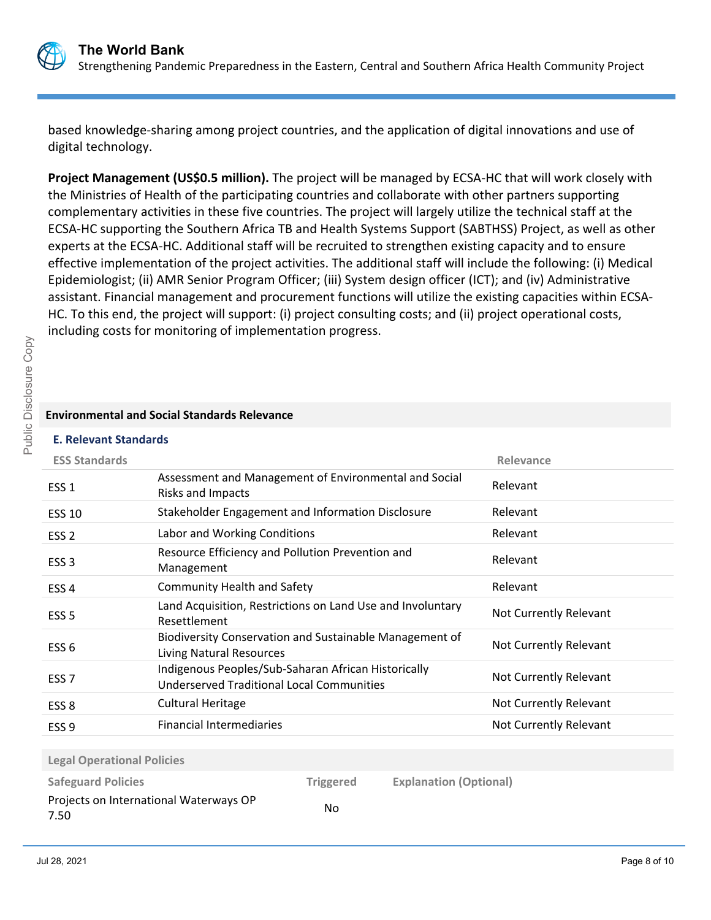based knowledge-sharing among project countries, and the application of digital innovations and use of digital technology.

**Project Management (US$0.5 million).** The project will be managed by ECSA-HC that will work closely with the Ministries of Health of the participating countries and collaborate with other partners supporting complementary activities in these five countries. The project will largely utilize the technical staff at the ECSA-HC supporting the Southern Africa TB and Health Systems Support (SABTHSS) Project, as well as other experts at the ECSA-HC. Additional staff will be recruited to strengthen existing capacity and to ensure effective implementation of the project activities. The additional staff will include the following: (i) Medical Epidemiologist; (ii) AMR Senior Program Officer; (iii) System design officer (ICT); and (iv) Administrative assistant. Financial management and procurement functions will utilize the existing capacities within ECSA-HC. To this end, the project will support: (i) project consulting costs; and (ii) project operational costs, including costs for monitoring of implementation progress.

## Environmental and Social Standards Relevance

### E. Relevant Standards

| ESS Standards | | Relevance |
|---|---|---|
| ESS 1 | Assessment and Management of Environmental and Social Risks and Impacts | Relevant |
| ESS 10 | Stakeholder Engagement and Information Disclosure | Relevant |
| ESS 2 | Labor and Working Conditions | Relevant |
| ESS 3 | Resource Efficiency and Pollution Prevention and Management | Relevant |
| ESS 4 | Community Health and Safety | Relevant |
| ESS 5 | Land Acquisition, Restrictions on Land Use and Involuntary Resettlement | Not Currently Relevant |
| ESS 6 | Biodiversity Conservation and Sustainable Management of Living Natural Resources | Not Currently Relevant |
| ESS 7 | Indigenous Peoples/Sub-Saharan African Historically Underserved Traditional Local Communities | Not Currently Relevant |
| ESS 8 | Cultural Heritage | Not Currently Relevant |
| ESS 9 | Financial Intermediaries | Not Currently Relevant |

**Legal Operational Policies**

| Safeguard Policies | Triggered | Explanation (Optional) |
|---|---|---|
| Projects on International Waterways OP 7.50 | No | |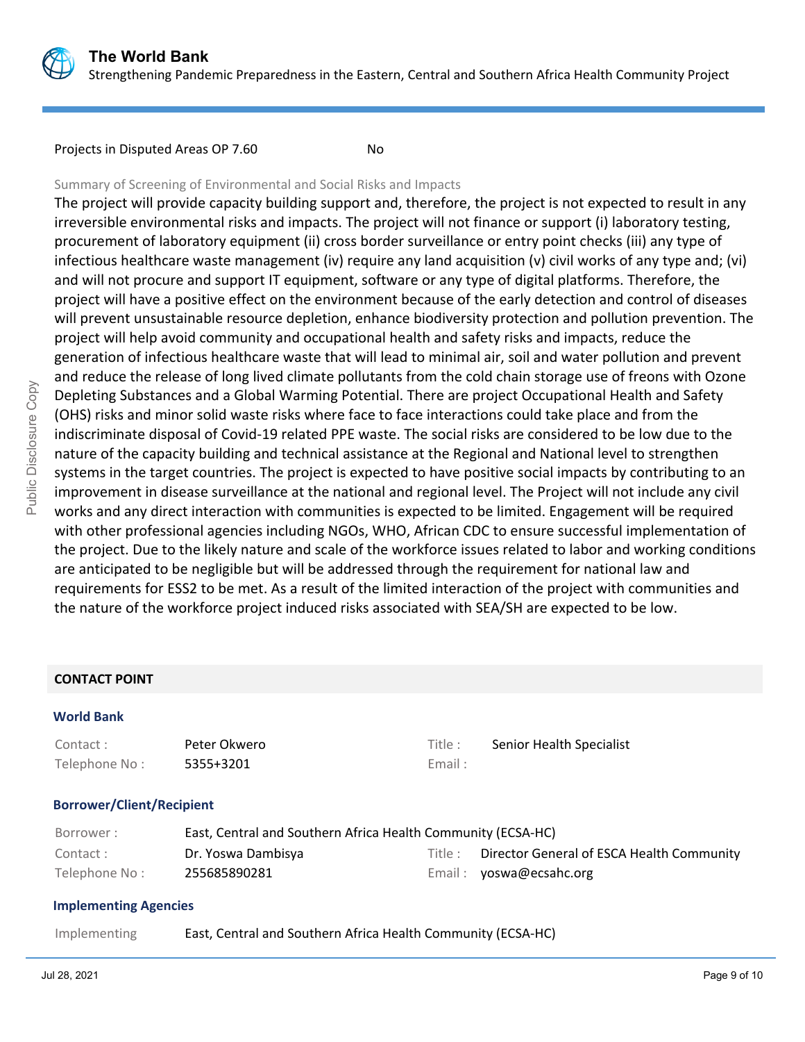| | |
|---|---|
| Projects in Disputed Areas OP 7.60 | No |

Summary of Screening of Environmental and Social Risks and Impacts

The project will provide capacity building support and, therefore, the project is not expected to result in any irreversible environmental risks and impacts. The project will not finance or support (i) laboratory testing, procurement of laboratory equipment (ii) cross border surveillance or entry point checks (iii) any type of infectious healthcare waste management (iv) require any land acquisition (v) civil works of any type and; (vi) and will not procure and support IT equipment, software or any type of digital platforms. Therefore, the project will have a positive effect on the environment because of the early detection and control of diseases will prevent unsustainable resource depletion, enhance biodiversity protection and pollution prevention. The project will help avoid community and occupational health and safety risks and impacts, reduce the generation of infectious healthcare waste that will lead to minimal air, soil and water pollution and prevent and reduce the release of long lived climate pollutants from the cold chain storage use of freons with Ozone Depleting Substances and a Global Warming Potential. There are project Occupational Health and Safety (OHS) risks and minor solid waste risks where face to face interactions could take place and from the indiscriminate disposal of Covid-19 related PPE waste. The social risks are considered to be low due to the nature of the capacity building and technical assistance at the Regional and National level to strengthen systems in the target countries. The project is expected to have positive social impacts by contributing to an improvement in disease surveillance at the national and regional level. The Project will not include any civil works and any direct interaction with communities is expected to be limited. Engagement will be required with other professional agencies including NGOs, WHO, African CDC to ensure successful implementation of the project. Due to the likely nature and scale of the workforce issues related to labor and working conditions are anticipated to be negligible but will be addressed through the requirement for national law and requirements for ESS2 to be met. As a result of the limited interaction of the project with communities and the nature of the workforce project induced risks associated with SEA/SH are expected to be low.

## CONTACT POINT

### World Bank

| | | | |
|---|---|---|---|
| Contact : | Peter Okwero | Title : | Senior Health Specialist |
| Telephone No : | 5355+3201 | Email : | |

### Borrower/Client/Recipient

| | | | |
|---|---|---|---|
| Borrower : | East, Central and Southern Africa Health Community (ECSA-HC) | | |
| Contact : | Dr. Yoswa Dambisya | Title : | Director General of ESCA Health Community |
| Telephone No : | 255685890281 | Email : | yoswa@ecsahc.org |

### Implementing Agencies

| | |
|---|---|
| Implementing | East, Central and Southern Africa Health Community (ECSA-HC) |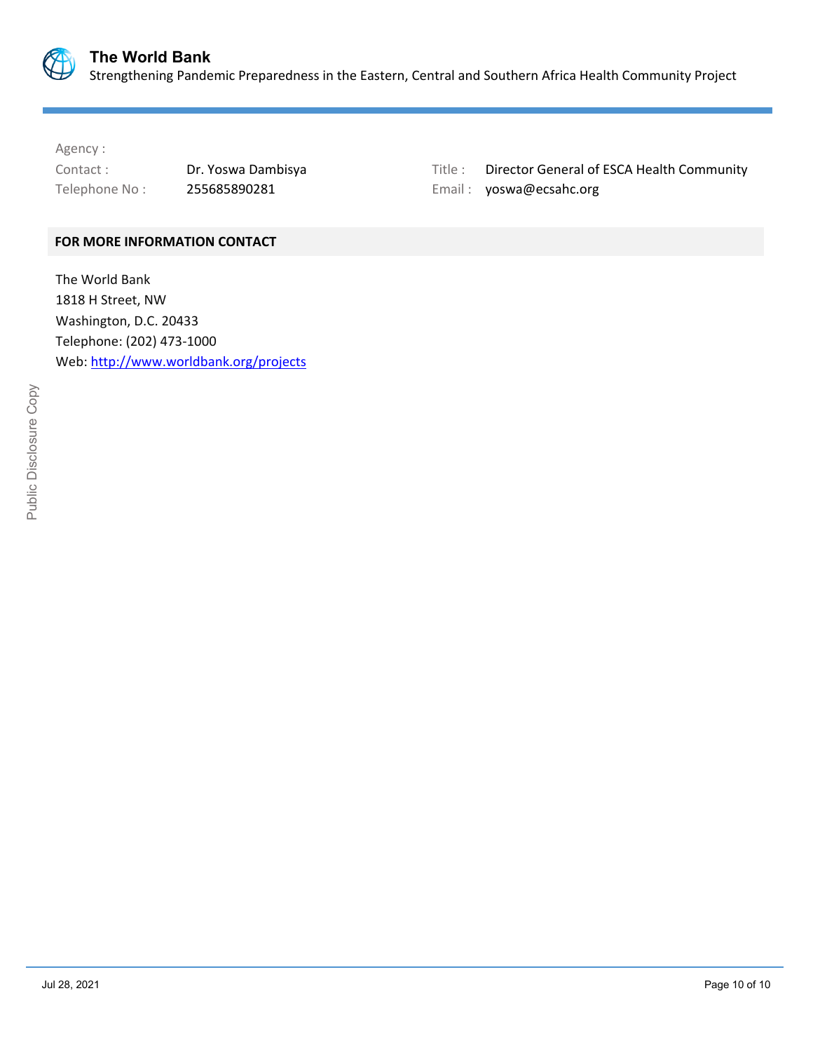| | | | |
|---|---|---|---|
| Agency : | | | |
| Contact : | Dr. Yoswa Dambisya | Title : | Director General of ESCA Health Community |
| Telephone No : | 255685890281 | Email : | yoswa@ecsahc.org |

## FOR MORE INFORMATION CONTACT

The World Bank
1818 H Street, NW
Washington, D.C. 20433
Telephone: (202) 473-1000
Web: http://www.worldbank.org/projects